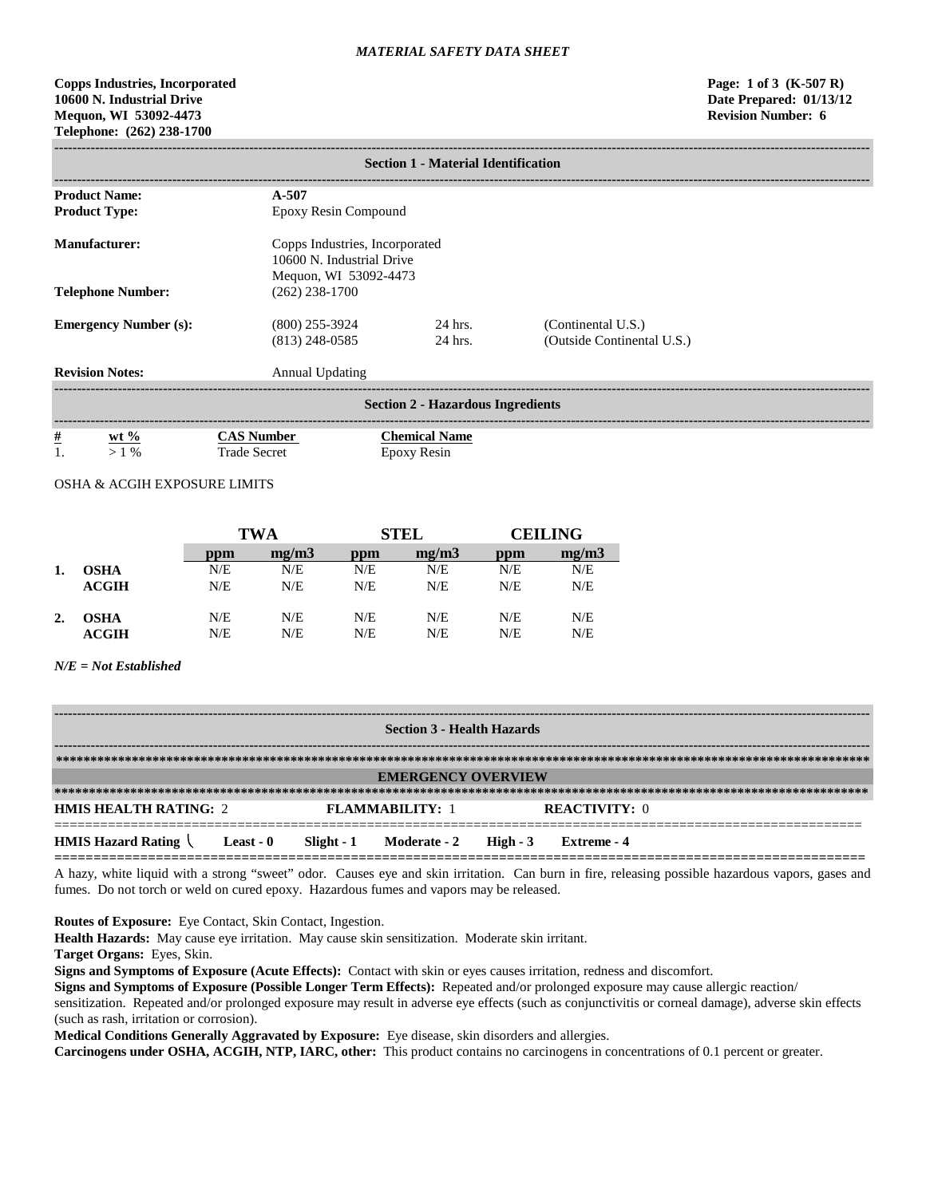*MATERIAL SAFETY DATA SHEET*

**Copps Industries, Incorporated**
**10600 N. Industrial Drive**
**Mequon, WI 53092-4473**
**Telephone: (262) 238-1700**

**Page: 1 of 3 (K-507 R)**
**Date Prepared: 01/13/12**
**Revision Number: 6**

## Section 1 - Material Identification

**Product Name:** **A-507**
**Product Type:** Epoxy Resin Compound

**Manufacturer:** Copps Industries, Incorporated
10600 N. Industrial Drive
Mequon, WI 53092-4473

**Telephone Number:** (262) 238-1700

| **Emergency Number (s):** | | | |
|---|---|---|---|
| | (800) 255-3924 | 24 hrs. | (Continental U.S.) |
| | (813) 248-0585 | 24 hrs. | (Outside Continental U.S.) |

**Revision Notes:** Annual Updating

## Section 2 - Hazardous Ingredients

| # | wt % | CAS Number | Chemical Name |
|---|---|---|---|
| 1. | > 1 % | Trade Secret | Epoxy Resin |

OSHA & ACGIH EXPOSURE LIMITS

| | | TWA | | STEL | | CEILING | |
|---|---|---|---|---|---|---|---|
| | | ppm | mg/m3 | ppm | mg/m3 | ppm | mg/m3 |
| **1.** | **OSHA** | N/E | N/E | N/E | N/E | N/E | N/E |
| | **ACGIH** | N/E | N/E | N/E | N/E | N/E | N/E |
| **2.** | **OSHA** | N/E | N/E | N/E | N/E | N/E | N/E |
| | **ACGIH** | N/E | N/E | N/E | N/E | N/E | N/E |

***N/E = Not Established***

## Section 3 - Health Hazards

### EMERGENCY OVERVIEW

**HMIS HEALTH RATING:** 2 **FLAMMABILITY:** 1 **REACTIVITY:** 0

**HMIS Hazard Rating** **Least - 0** **Slight - 1** **Moderate - 2** **High - 3** **Extreme - 4**

A hazy, white liquid with a strong "sweet" odor. Causes eye and skin irritation. Can burn in fire, releasing possible hazardous vapors, gases and fumes. Do not torch or weld on cured epoxy. Hazardous fumes and vapors may be released.

**Routes of Exposure:** Eye Contact, Skin Contact, Ingestion.
**Health Hazards:** May cause eye irritation. May cause skin sensitization. Moderate skin irritant.
**Target Organs:** Eyes, Skin.
**Signs and Symptoms of Exposure (Acute Effects):** Contact with skin or eyes causes irritation, redness and discomfort.
**Signs and Symptoms of Exposure (Possible Longer Term Effects):** Repeated and/or prolonged exposure may cause allergic reaction/ sensitization. Repeated and/or prolonged exposure may result in adverse eye effects (such as conjunctivitis or corneal damage), adverse skin effects (such as rash, irritation or corrosion).
**Medical Conditions Generally Aggravated by Exposure:** Eye disease, skin disorders and allergies.
**Carcinogens under OSHA, ACGIH, NTP, IARC, other:** This product contains no carcinogens in concentrations of 0.1 percent or greater.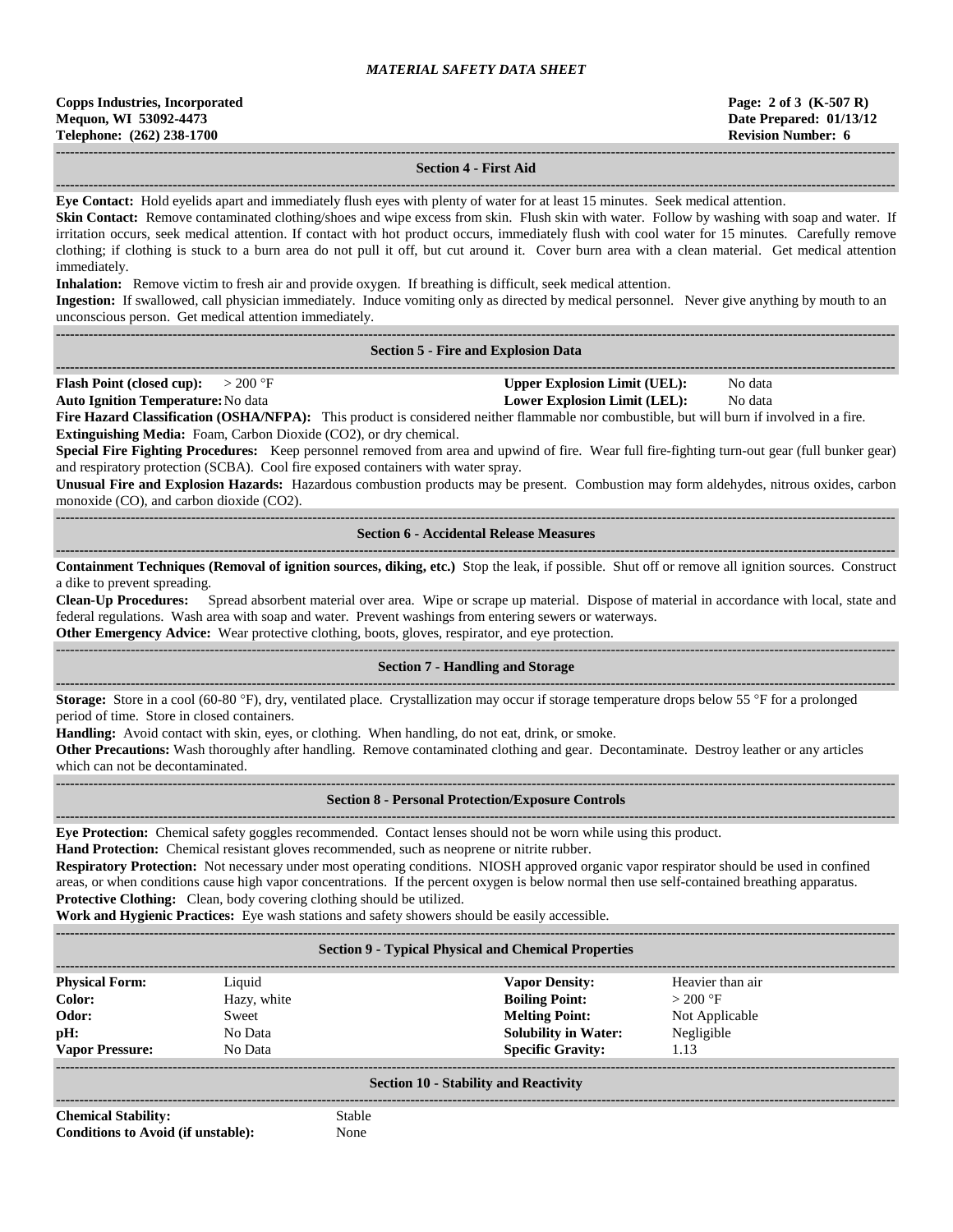*MATERIAL SAFETY DATA SHEET*

**Copps Industries, Incorporated**
**Mequon, WI 53092-4473**
**Telephone: (262) 238-1700**

**Page: 2 of 3 (K-507 R)**
**Date Prepared: 01/13/12**
**Revision Number: 6**

## Section 4 - First Aid

**Eye Contact:** Hold eyelids apart and immediately flush eyes with plenty of water for at least 15 minutes. Seek medical attention.

**Skin Contact:** Remove contaminated clothing/shoes and wipe excess from skin. Flush skin with water. Follow by washing with soap and water. If irritation occurs, seek medical attention. If contact with hot product occurs, immediately flush with cool water for 15 minutes. Carefully remove clothing; if clothing is stuck to a burn area do not pull it off, but cut around it. Cover burn area with a clean material. Get medical attention immediately.

**Inhalation:** Remove victim to fresh air and provide oxygen. If breathing is difficult, seek medical attention.

**Ingestion:** If swallowed, call physician immediately. Induce vomiting only as directed by medical personnel. Never give anything by mouth to an unconscious person. Get medical attention immediately.

## Section 5 - Fire and Explosion Data

**Flash Point (closed cup):** > 200 °F
**Auto Ignition Temperature:** No data
**Upper Explosion Limit (UEL):** No data
**Lower Explosion Limit (LEL):** No data

**Fire Hazard Classification (OSHA/NFPA):** This product is considered neither flammable nor combustible, but will burn if involved in a fire.

**Extinguishing Media:** Foam, Carbon Dioxide ($CO_2$), or dry chemical.

**Special Fire Fighting Procedures:** Keep personnel removed from area and upwind of fire. Wear full fire-fighting turn-out gear (full bunker gear) and respiratory protection (SCBA). Cool fire exposed containers with water spray.

**Unusual Fire and Explosion Hazards:** Hazardous combustion products may be present. Combustion may form aldehydes, nitrous oxides, carbon monoxide (CO), and carbon dioxide ($CO_2$).

## Section 6 - Accidental Release Measures

**Containment Techniques (Removal of ignition sources, diking, etc.)** Stop the leak, if possible. Shut off or remove all ignition sources. Construct a dike to prevent spreading.

**Clean-Up Procedures:** Spread absorbent material over area. Wipe or scrape up material. Dispose of material in accordance with local, state and federal regulations. Wash area with soap and water. Prevent washings from entering sewers or waterways.

**Other Emergency Advice:** Wear protective clothing, boots, gloves, respirator, and eye protection.

## Section 7 - Handling and Storage

**Storage:** Store in a cool (60-80 °F), dry, ventilated place. Crystallization may occur if storage temperature drops below 55 °F for a prolonged period of time. Store in closed containers.

**Handling:** Avoid contact with skin, eyes, or clothing. When handling, do not eat, drink, or smoke.

**Other Precautions:** Wash thoroughly after handling. Remove contaminated clothing and gear. Decontaminate. Destroy leather or any articles which can not be decontaminated.

## Section 8 - Personal Protection/Exposure Controls

**Eye Protection:** Chemical safety goggles recommended. Contact lenses should not be worn while using this product.

**Hand Protection:** Chemical resistant gloves recommended, such as neoprene or nitrite rubber.

**Respiratory Protection:** Not necessary under most operating conditions. NIOSH approved organic vapor respirator should be used in confined areas, or when conditions cause high vapor concentrations. If the percent oxygen is below normal then use self-contained breathing apparatus.

**Protective Clothing:** Clean, body covering clothing should be utilized.

**Work and Hygienic Practices:** Eye wash stations and safety showers should be easily accessible.

## Section 9 - Typical Physical and Chemical Properties

| | | | |
|---|---|---|---|
| **Physical Form:** | Liquid | **Vapor Density:** | Heavier than air |
| **Color:** | Hazy, white | **Boiling Point:** | > 200 °F |
| **Odor:** | Sweet | **Melting Point:** | Not Applicable |
| **pH:** | No Data | **Solubility in Water:** | Negligible |
| **Vapor Pressure:** | No Data | **Specific Gravity:** | 1.13 |

## Section 10 - Stability and Reactivity

**Chemical Stability:** Stable
**Conditions to Avoid (if unstable):** None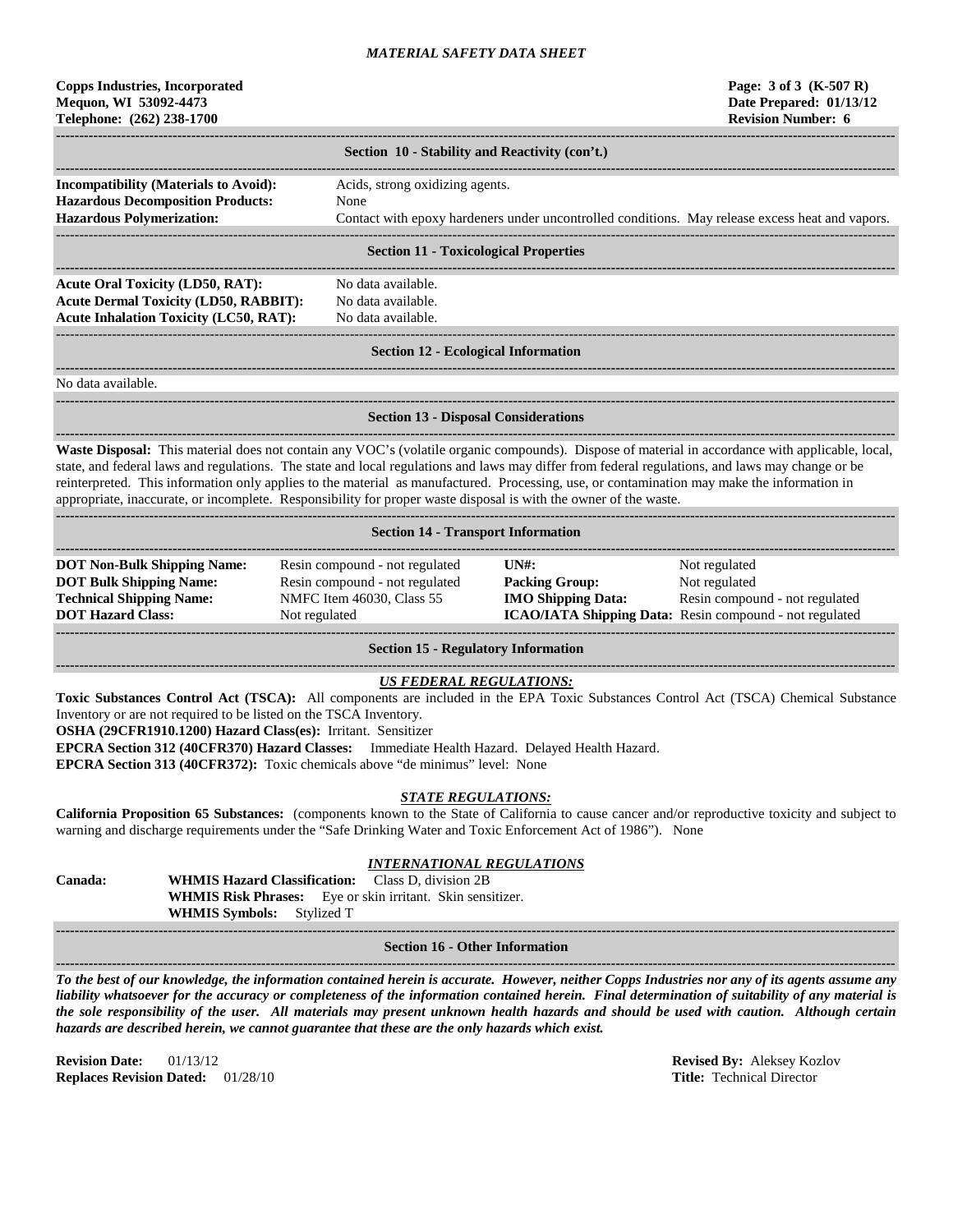## Section 10 - Stability and Reactivity (con't.)

**Incompatibility (Materials to Avoid):** Acids, strong oxidizing agents.
**Hazardous Decomposition Products:** None
**Hazardous Polymerization:** Contact with epoxy hardeners under uncontrolled conditions. May release excess heat and vapors.

## Section 11 - Toxicological Properties

**Acute Oral Toxicity (LD50, RAT):** No data available.
**Acute Dermal Toxicity (LD50, RABBIT):** No data available.
**Acute Inhalation Toxicity (LC50, RAT):** No data available.

## Section 12 - Ecological Information

No data available.

## Section 13 - Disposal Considerations

**Waste Disposal:** This material does not contain any VOC's (volatile organic compounds). Dispose of material in accordance with applicable, local, state, and federal laws and regulations. The state and local regulations and laws may differ from federal regulations, and laws may change or be reinterpreted. This information only applies to the material as manufactured. Processing, use, or contamination may make the information in appropriate, inaccurate, or incomplete. Responsibility for proper waste disposal is with the owner of the waste.

## Section 14 - Transport Information

| | | | |
|---|---|---|---|
| **DOT Non-Bulk Shipping Name:** | Resin compound - not regulated | **UN#:** | Not regulated |
| **DOT Bulk Shipping Name:** | Resin compound - not regulated | **Packing Group:** | Not regulated |
| **Technical Shipping Name:** | NMFC Item 46030, Class 55 | **IMO Shipping Data:** | Resin compound - not regulated |
| **DOT Hazard Class:** | Not regulated | **ICAO/IATA Shipping Data:** | Resin compound - not regulated |

## Section 15 - Regulatory Information

### *US FEDERAL REGULATIONS:*

**Toxic Substances Control Act (TSCA):** All components are included in the EPA Toxic Substances Control Act (TSCA) Chemical Substance Inventory or are not required to be listed on the TSCA Inventory.
**OSHA (29CFR1910.1200) Hazard Class(es):** Irritant. Sensitizer
**EPCRA Section 312 (40CFR370) Hazard Classes:** Immediate Health Hazard. Delayed Health Hazard.
**EPCRA Section 313 (40CFR372):** Toxic chemicals above "de minimus" level: None

### *STATE REGULATIONS:*

**California Proposition 65 Substances:** (components known to the State of California to cause cancer and/or reproductive toxicity and subject to warning and discharge requirements under the "Safe Drinking Water and Toxic Enforcement Act of 1986"). None

### *INTERNATIONAL REGULATIONS*

**Canada:**
**WHMIS Hazard Classification:** Class D, division 2B
**WHMIS Risk Phrases:** Eye or skin irritant. Skin sensitizer.
**WHMIS Symbols:** Stylized T

## Section 16 - Other Information

***To the best of our knowledge, the information contained herein is accurate. However, neither Copps Industries nor any of its agents assume any liability whatsoever for the accuracy or completeness of the information contained herein. Final determination of suitability of any material is the sole responsibility of the user. All materials may present unknown health hazards and should be used with caution. Although certain hazards are described herein, we cannot guarantee that these are the only hazards which exist.***

**Revision Date:** 01/13/12
**Replaces Revision Dated:** 01/28/10

**Revised By:** Aleksey Kozlov
**Title:** Technical Director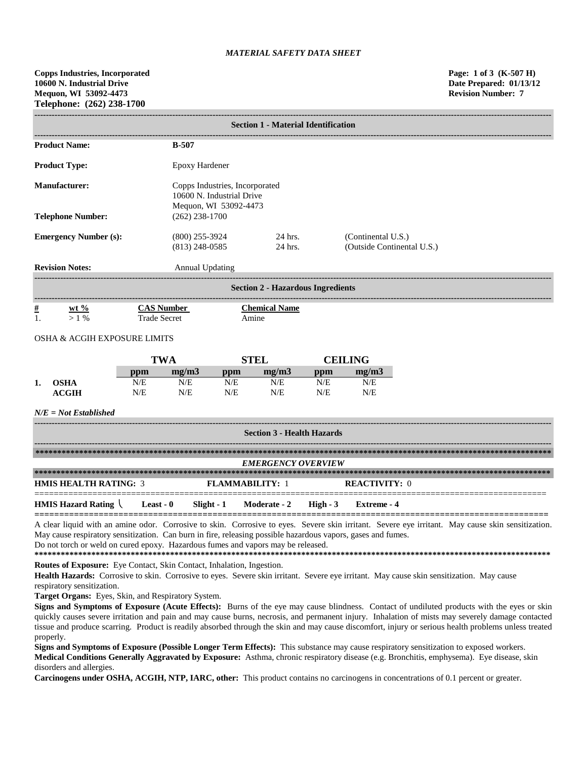*MATERIAL SAFETY DATA SHEET*

**Copps Industries, Incorporated**
**10600 N. Industrial Drive**
**Mequon, WI 53092-4473**
**Telephone: (262) 238-1700**

**Page: 1 of 3 (K-507 H)**
**Date Prepared: 01/13/12**
**Revision Number: 7**

## Section 1 - Material Identification

**Product Name:** **B-507**

**Product Type:** Epoxy Hardener

**Manufacturer:** Copps Industries, Incorporated
10600 N. Industrial Drive
Mequon, WI 53092-4473

**Telephone Number:** (262) 238-1700

**Emergency Number (s):**

| | | |
|---|---|---|
| (800) 255-3924 | 24 hrs. | (Continental U.S.) |
| (813) 248-0585 | 24 hrs. | (Outside Continental U.S.) |

**Revision Notes:** Annual Updating

## Section 2 - Hazardous Ingredients

| # | wt % | CAS Number | Chemical Name |
|---|---|---|---|
| 1. | > 1 % | Trade Secret | Amine |

OSHA & ACGIH EXPOSURE LIMITS

| | | TWA | | STEL | | CEILING | |
|---|---|---|---|---|---|---|---|
| | | ppm | mg/m3 | ppm | mg/m3 | ppm | mg/m3 |
| 1. | OSHA | N/E | N/E | N/E | N/E | N/E | N/E |
| | ACGIH | N/E | N/E | N/E | N/E | N/E | N/E |

***N/E = Not Established***

## Section 3 - Health Hazards

*EMERGENCY OVERVIEW*

**HMIS HEALTH RATING:** 3 **FLAMMABILITY:** 1 **REACTIVITY:** 0

**HMIS Hazard Rating** **Least - 0** **Slight - 1** **Moderate - 2** **High - 3** **Extreme - 4**

A clear liquid with an amine odor. Corrosive to skin. Corrosive to eyes. Severe skin irritant. Severe eye irritant. May cause skin sensitization. May cause respiratory sensitization. Can burn in fire, releasing possible hazardous vapors, gases and fumes.
Do not torch or weld on cured epoxy. Hazardous fumes and vapors may be released.

**Routes of Exposure:** Eye Contact, Skin Contact, Inhalation, Ingestion.

**Health Hazards:** Corrosive to skin. Corrosive to eyes. Severe skin irritant. Severe eye irritant. May cause skin sensitization. May cause respiratory sensitization.

**Target Organs:** Eyes, Skin, and Respiratory System.

**Signs and Symptoms of Exposure (Acute Effects):** Burns of the eye may cause blindness. Contact of undiluted products with the eyes or skin quickly causes severe irritation and pain and may cause burns, necrosis, and permanent injury. Inhalation of mists may severely damage contacted tissue and produce scarring. Product is readily absorbed through the skin and may cause discomfort, injury or serious health problems unless treated properly.

**Signs and Symptoms of Exposure (Possible Longer Term Effects):** This substance may cause respiratory sensitization to exposed workers.

**Medical Conditions Generally Aggravated by Exposure:** Asthma, chronic respiratory disease (e.g. Bronchitis, emphysema). Eye disease, skin disorders and allergies.

**Carcinogens under OSHA, ACGIH, NTP, IARC, other:** This product contains no carcinogens in concentrations of 0.1 percent or greater.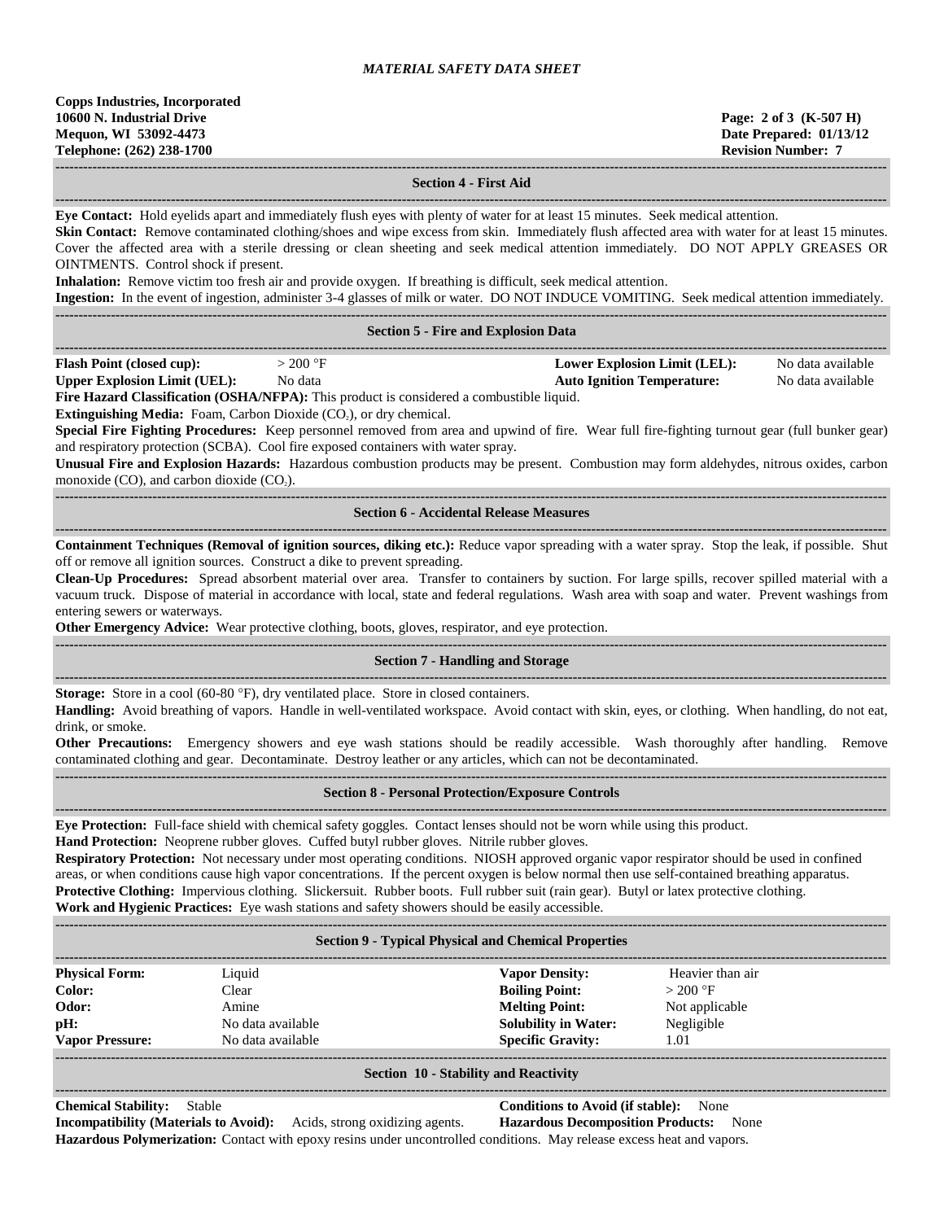*MATERIAL SAFETY DATA SHEET*

**Copps Industries, Incorporated**
**10600 N. Industrial Drive**
**Mequon, WI 53092-4473**
**Telephone: (262) 238-1700**

**Page: 2 of 3 (K-507 H)**
**Date Prepared: 01/13/12**
**Revision Number: 7**

## Section 4 - First Aid

**Eye Contact:** Hold eyelids apart and immediately flush eyes with plenty of water for at least 15 minutes. Seek medical attention.

**Skin Contact:** Remove contaminated clothing/shoes and wipe excess from skin. Immediately flush affected area with water for at least 15 minutes. Cover the affected area with a sterile dressing or clean sheeting and seek medical attention immediately. DO NOT APPLY GREASES OR OINTMENTS. Control shock if present.

**Inhalation:** Remove victim too fresh air and provide oxygen. If breathing is difficult, seek medical attention.

**Ingestion:** In the event of ingestion, administer 3-4 glasses of milk or water. DO NOT INDUCE VOMITING. Seek medical attention immediately.

## Section 5 - Fire and Explosion Data

| | | | |
|---|---|---|---|
| **Flash Point (closed cup):** | > 200 °F | **Lower Explosion Limit (LEL):** | No data available |
| **Upper Explosion Limit (UEL):** | No data | **Auto Ignition Temperature:** | No data available |

**Fire Hazard Classification (OSHA/NFPA):** This product is considered a combustible liquid.

**Extinguishing Media:** Foam, Carbon Dioxide ($CO_2$), or dry chemical.

**Special Fire Fighting Procedures:** Keep personnel removed from area and upwind of fire. Wear full fire-fighting turnout gear (full bunker gear) and respiratory protection (SCBA). Cool fire exposed containers with water spray.

**Unusual Fire and Explosion Hazards:** Hazardous combustion products may be present. Combustion may form aldehydes, nitrous oxides, carbon monoxide (CO), and carbon dioxide ($CO_2$).

## Section 6 - Accidental Release Measures

**Containment Techniques (Removal of ignition sources, diking etc.):** Reduce vapor spreading with a water spray. Stop the leak, if possible. Shut off or remove all ignition sources. Construct a dike to prevent spreading.

**Clean-Up Procedures:** Spread absorbent material over area. Transfer to containers by suction. For large spills, recover spilled material with a vacuum truck. Dispose of material in accordance with local, state and federal regulations. Wash area with soap and water. Prevent washings from entering sewers or waterways.

**Other Emergency Advice:** Wear protective clothing, boots, gloves, respirator, and eye protection.

## Section 7 - Handling and Storage

**Storage:** Store in a cool (60-80 °F), dry ventilated place. Store in closed containers.

**Handling:** Avoid breathing of vapors. Handle in well-ventilated workspace. Avoid contact with skin, eyes, or clothing. When handling, do not eat, drink, or smoke.

**Other Precautions:** Emergency showers and eye wash stations should be readily accessible. Wash thoroughly after handling. Remove contaminated clothing and gear. Decontaminate. Destroy leather or any articles, which can not be decontaminated.

## Section 8 - Personal Protection/Exposure Controls

**Eye Protection:** Full-face shield with chemical safety goggles. Contact lenses should not be worn while using this product.

**Hand Protection:** Neoprene rubber gloves. Cuffed butyl rubber gloves. Nitrile rubber gloves.

**Respiratory Protection:** Not necessary under most operating conditions. NIOSH approved organic vapor respirator should be used in confined areas, or when conditions cause high vapor concentrations. If the percent oxygen is below normal then use self-contained breathing apparatus.

**Protective Clothing:** Impervious clothing. Slickersuit. Rubber boots. Full rubber suit (rain gear). Butyl or latex protective clothing.

**Work and Hygienic Practices:** Eye wash stations and safety showers should be easily accessible.

## Section 9 - Typical Physical and Chemical Properties

| | | | |
|---|---|---|---|
| **Physical Form:** | Liquid | **Vapor Density:** | Heavier than air |
| **Color:** | Clear | **Boiling Point:** | > 200 °F |
| **Odor:** | Amine | **Melting Point:** | Not applicable |
| **pH:** | No data available | **Solubility in Water:** | Negligible |
| **Vapor Pressure:** | No data available | **Specific Gravity:** | 1.01 |

## Section 10 - Stability and Reactivity

**Chemical Stability:** Stable

**Conditions to Avoid (if stable):** None

**Incompatibility (Materials to Avoid):** Acids, strong oxidizing agents.

**Hazardous Decomposition Products:** None

**Hazardous Polymerization:** Contact with epoxy resins under uncontrolled conditions. May release excess heat and vapors.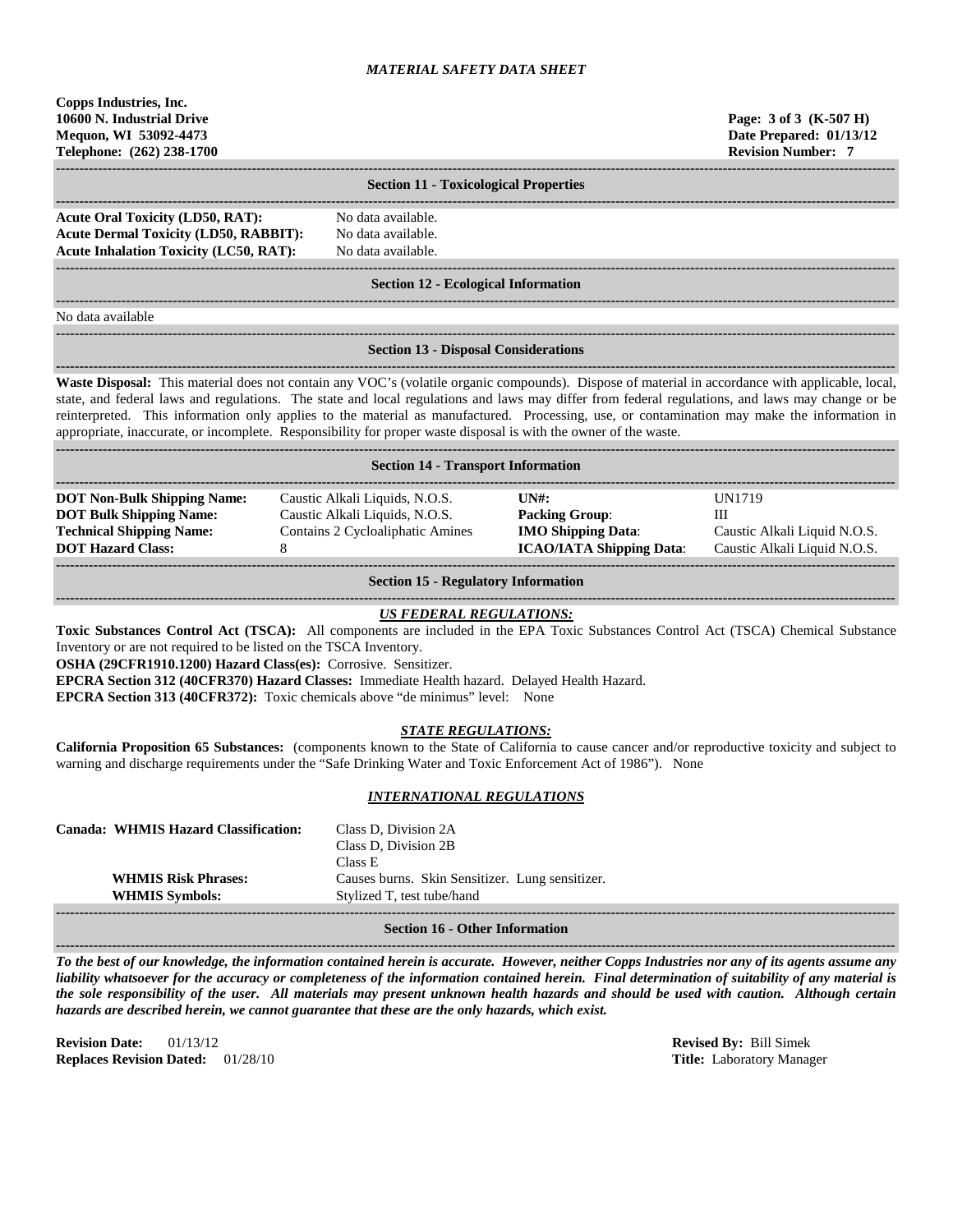## Section 11 - Toxicological Properties

**Acute Oral Toxicity (LD50, RAT):** No data available.
**Acute Dermal Toxicity (LD50, RABBIT):** No data available.
**Acute Inhalation Toxicity (LC50, RAT):** No data available.

## Section 12 - Ecological Information

No data available

## Section 13 - Disposal Considerations

**Waste Disposal:** This material does not contain any VOC's (volatile organic compounds). Dispose of material in accordance with applicable, local, state, and federal laws and regulations. The state and local regulations and laws may differ from federal regulations, and laws may change or be reinterpreted. This information only applies to the material as manufactured. Processing, use, or contamination may make the information in appropriate, inaccurate, or incomplete. Responsibility for proper waste disposal is with the owner of the waste.

## Section 14 - Transport Information

| | | | |
|---|---|---|---|
| **DOT Non-Bulk Shipping Name:** | Caustic Alkali Liquids, N.O.S. | **UN#:** | UN1719 |
| **DOT Bulk Shipping Name:** | Caustic Alkali Liquids, N.O.S. | **Packing Group**: | III |
| **Technical Shipping Name:** | Contains 2 Cycloaliphatic Amines | **IMO Shipping Data**: | Caustic Alkali Liquid N.O.S. |
| **DOT Hazard Class:** | 8 | **ICAO/IATA Shipping Data**: | Caustic Alkali Liquid N.O.S. |

## Section 15 - Regulatory Information

### *US FEDERAL REGULATIONS:*

**Toxic Substances Control Act (TSCA):** All components are included in the EPA Toxic Substances Control Act (TSCA) Chemical Substance Inventory or are not required to be listed on the TSCA Inventory.
**OSHA (29CFR1910.1200) Hazard Class(es):** Corrosive. Sensitizer.
**EPCRA Section 312 (40CFR370) Hazard Classes:** Immediate Health hazard. Delayed Health Hazard.
**EPCRA Section 313 (40CFR372):** Toxic chemicals above "de minimus" level: None

### *STATE REGULATIONS:*

**California Proposition 65 Substances:** (components known to the State of California to cause cancer and/or reproductive toxicity and subject to warning and discharge requirements under the "Safe Drinking Water and Toxic Enforcement Act of 1986"). None

### *INTERNATIONAL REGULATIONS*

| | |
|---|---|
| **Canada: WHMIS Hazard Classification:** | Class D, Division 2A<br>Class D, Division 2B<br>Class E |
| **WHMIS Risk Phrases:** | Causes burns. Skin Sensitizer. Lung sensitizer. |
| **WHMIS Symbols:** | Stylized T, test tube/hand |

## Section 16 - Other Information

***To the best of our knowledge, the information contained herein is accurate. However, neither Copps Industries nor any of its agents assume any liability whatsoever for the accuracy or completeness of the information contained herein. Final determination of suitability of any material is the sole responsibility of the user. All materials may present unknown health hazards and should be used with caution. Although certain hazards are described herein, we cannot guarantee that these are the only hazards, which exist.***

**Revision Date:** 01/13/12
**Replaces Revision Dated:** 01/28/10

**Revised By:** Bill Simek
**Title:** Laboratory Manager